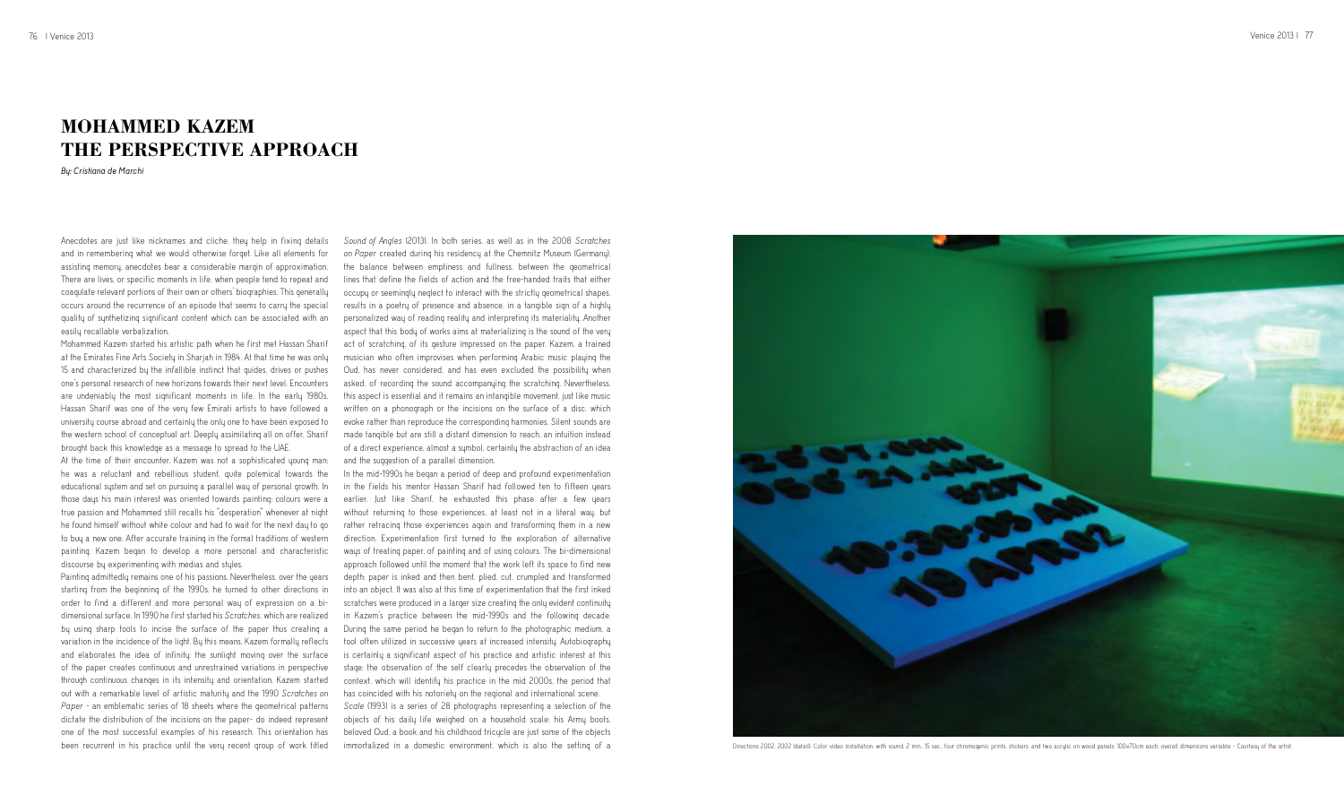# MOHAMMED KAZEM
# THE PERSPECTIVE APPROACH

*By: Cristiana de Marchi*

Anecdotes are just like nicknames and cliche, they help in fixing details and in remembering what we would otherwise forget. Like all elements for assisting memory, anecdotes bear a considerable margin of approximation. There are lives, or specific moments in life, when people tend to repeat and coagulate relevant portions of their own or others' biographies. This generally occurs around the recurrence of an episode that seems to carry the special quality of synthetizing significant content which can be associated with an easily recallable verbalization.

Mohammed Kazem started his artistic path when he first met Hassan Sharif at the Emirates Fine Arts Society in Sharjah in 1984. At that time he was only 15 and characterized by the infallible instinct that guides, drives or pushes one's personal research of new horizons towards their next level. Encounters are undeniably the most significant moments in life. In the early 1980s, Hassan Sharif was one of the very few Emirati artists to have followed a university course abroad and certainly the only one to have been exposed to the western school of conceptual art. Deeply assimilating all on offer, Sharif brought back this knowledge as a message to spread to the UAE.

At the time of their encounter, Kazem was not a sophisticated young man; he was a reluctant and rebellious student, quite polemical towards the educational system and set on pursuing a parallel way of personal growth. In those days his main interest was oriented towards painting; colours were a true passion and Mohammed still recalls his "desperation" whenever at night he found himself without white colour and had to wait for the next day to go to buy a new one. After accurate training in the formal traditions of western painting, Kazem began to develop a more personal and characteristic discourse by experimenting with medias and styles.

Painting admittedly remains one of his passions. Nevertheless, over the years starting from the beginning of the 1990s, he turned to other directions in order to find a different and more personal way of expression on a bi-dimensional surface. In 1990 he first started his *Scratches*, which are realized by using sharp tools to incise the surface of the paper thus creating a variation in the incidence of the light. By this means, Kazem formally reflects and elaborates the idea of infinity: the sunlight moving over the surface of the paper creates continuous and unrestrained variations in perspective through continuous changes in its intensity and orientation. Kazem started out with a remarkable level of artistic maturity and the 1990 *Scratches on Paper* - an emblematic series of 18 sheets where the geometrical patterns dictate the distribution of the incisions on the paper- do indeed represent one of the most successful examples of his research. This orientation has been recurrent in his practice until the very recent group of work titled *Sound of Angles* (2013). In both series, as well as in the 2008 *Scratches on Paper* created during his residency at the Chemnitz Museum (Germany), the balance between emptiness and fullness, between the geometrical lines that define the fields of action and the free-handed traits that either occupy or seemingly neglect to interact with the strictly geometrical shapes, results in a poetry of presence and absence, in a tangible sign of a highly personalized way of reading reality and interpreting its materiality. Another aspect that this body of works aims at materializing is the sound of the very act of scratching, of its gesture impressed on the paper. Kazem, a trained musician who often improvises when performing Arabic music playing the Oud, has never considered, and has even excluded the possibility when asked, of recording the sound accompanying the scratching. Nevertheless, this aspect is essential and it remains an intangible movement, just like music written on a phonograph or the incisions on the surface of a disc, which evoke rather than reproduce the corresponding harmonies. Silent sounds are made tangible but are still a distant dimension to reach, an intuition instead of a direct experience, almost a symbol, certainly the abstraction of an idea and the suggestion of a parallel dimension.

In the mid-1990s he began a period of deep and profound experimentation in the fields his mentor Hassan Sharif had followed ten to fifteen years earlier. Just like Sharif, he exhausted this phase after a few years without returning to those experiences, at least not in a literal way, but rather retracing those experiences again and transforming them in a new direction. Experimentation first turned to the exploration of alternative ways of treating paper, of painting and of using colours. The bi-dimensional approach followed until the moment that the work left its space to find new depth: paper is inked and then bent, plied, cut, crumpled and transformed into an object. It was also at this time of experimentation that the first inked scratches were produced in a larger size creating the only evident continuity in Kazem's practice between the mid-1990s and the following decade. During the same period he began to return to the photographic medium, a tool often utilized in successive years at increased intensity. Autobiography is certainly a significant aspect of his practice and artistic interest at this stage: the observation of the self clearly precedes the observation of the context, which will identify his practice in the mid 2000s, the period that has coincided with his notoriety on the regional and international scene.

*Scale* (1993) is a series of 28 photographs representing a selection of the objects of his daily life weighed on a household scale: his Army boots, beloved Oud, a book and his childhood tricycle are just some of the objects immortalized in a domestic environment, which is also the setting of a

Directions 2002, 2002 (detail). Color video installation, with sound, 2 min, 15 sec., four chromogenic prints, stickers, and two acrylic on wood panels 100x70cm each, overall dimensions variable - Courtesy of the artist.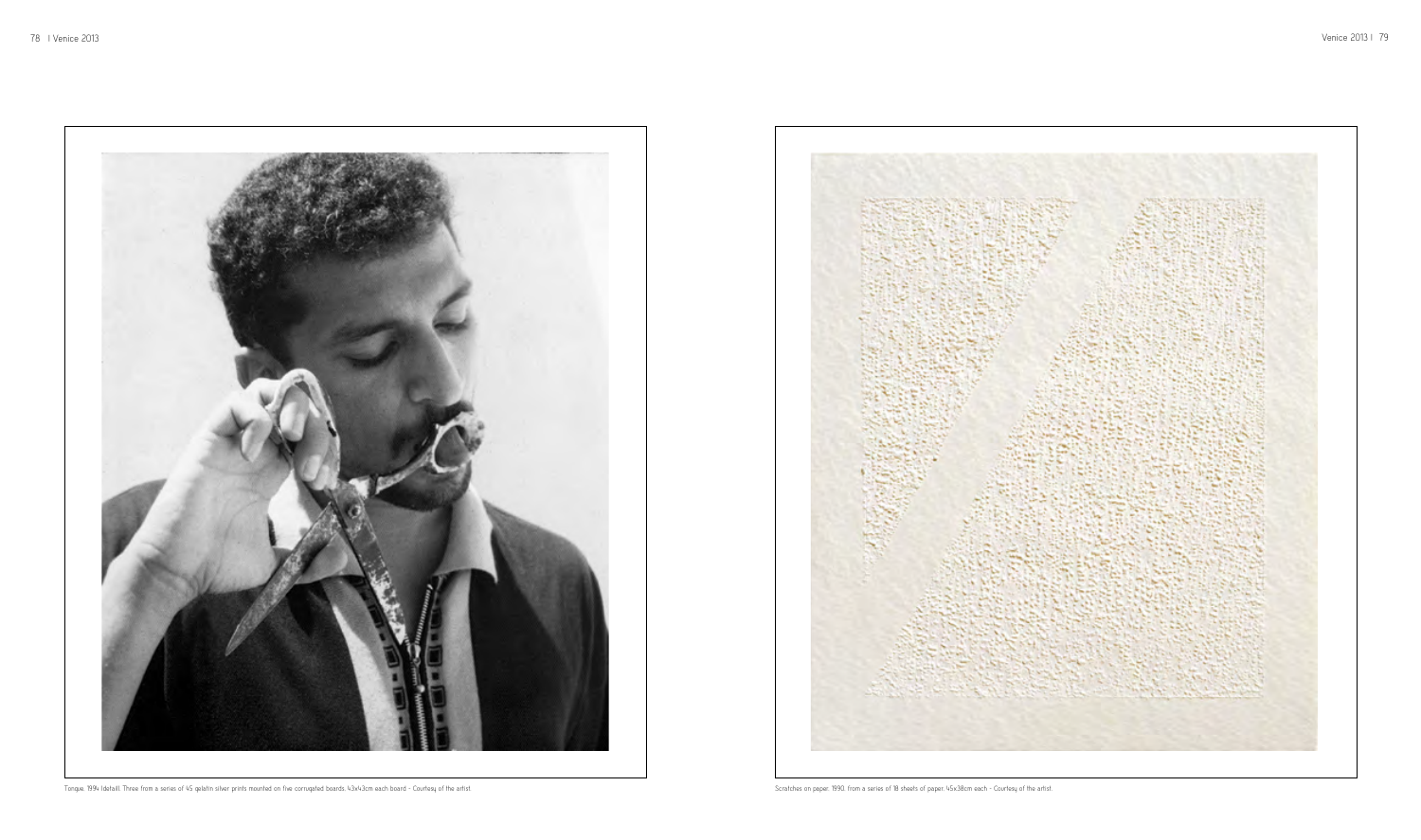Tongue. 1994 (detail). Three from a series of 45 gelatin silver prints mounted on five corrugated boards. 43x43cm each board - Courtesy of the artist.

Scratches on paper. 1990. from a series of 18 sheets of paper. 45x38cm each - Courtesy of the artist.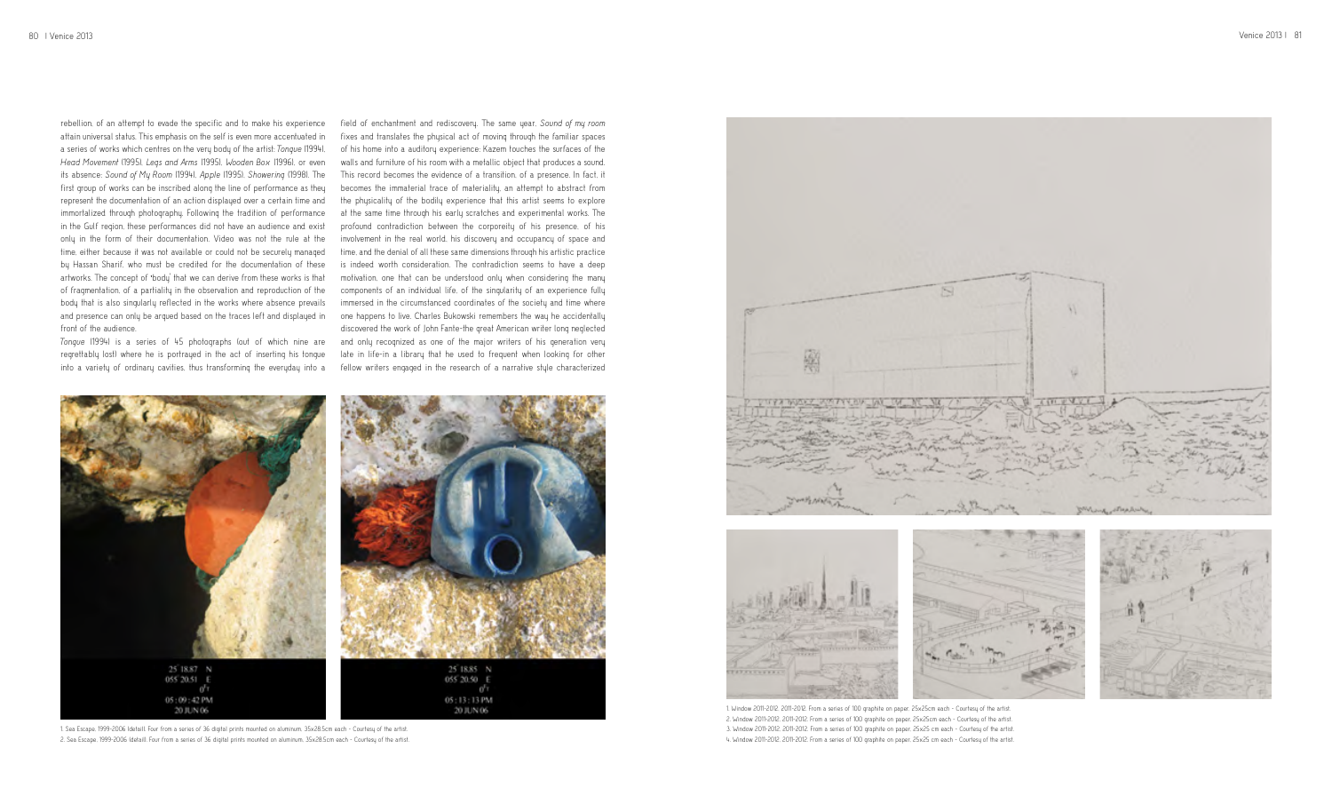rebellion, of an attempt to evade the specific and to make his experience attain universal status. This emphasis on the self is even more accentuated in a series of works which centres on the very body of the artist: *Tongue* (1994), *Head Movement* (1995), *Legs and Arms* (1995), *Wooden Box* (1996), or even its absence: *Sound of My Room* (1994), *Apple* (1995), *Showering* (1998). The first group of works can be inscribed along the line of performance as they represent the documentation of an action displayed over a certain time and immortalized through photography. Following the tradition of performance in the Gulf region, these performances did not have an audience and exist only in the form of their documentation. Video was not the rule at the time, either because it was not available or could not be securely managed by Hassan Sharif, who must be credited for the documentation of these artworks. The concept of 'body' that we can derive from these works is that of fragmentation, of a partiality in the observation and reproduction of the body that is also singularly reflected in the works where absence prevails and presence can only be argued based on the traces left and displayed in front of the audience.

*Tongue* (1994) is a series of 45 photographs (out of which nine are regrettably lost) where he is portrayed in the act of inserting his tongue into a variety of ordinary cavities, thus transforming the everyday into a field of enchantment and rediscovery. The same year, *Sound of my room* fixes and translates the physical act of moving through the familiar spaces of his home into a auditory experience: Kazem touches the surfaces of the walls and furniture of his room with a metallic object that produces a sound. This record becomes the evidence of a transition, of a presence. In fact, it becomes the immaterial trace of materiality, an attempt to abstract from the physicality of the bodily experience that this artist seems to explore at the same time through his early scratches and experimental works. The profound contradiction between the corporeity of his presence, of his involvement in the real world, his discovery and occupancy of space and time, and the denial of all these same dimensions through his artistic practice is indeed worth consideration. The contradiction seems to have a deep motivation, one that can be understood only when considering the many components of an individual life, of the singularity of an experience fully immersed in the circumstanced coordinates of the society and time where one happens to live. Charles Bukowski remembers the way he accidentally discovered the work of John Fante-the great American writer long neglected and only recognized as one of the major writers of his generation very late in life-in a library that he used to frequent when looking for other fellow writers engaged in the research of a narrative style characterized

25 18.87 N
055 20.51 E
0 ft
05 : 09 : 42 PM
20 JUN 06

25 18.85 N
055 20.50 E
0 ft
05 : 13 : 13 PM
20 JUN 06

1. Sea Escape, 1999-2006 (detail). Four from a series of 36 digital prints mounted on aluminum, 35x28.5cm each - Courtesy of the artist.
2. Sea Escape, 1999-2006 (detail). Four from a series of 36 digital prints mounted on aluminum, 35x28.5cm each - Courtesy of the artist.

1. Window 2011-2012, 2011-2012. From a series of 100 graphite on paper, 25x25cm each - Courtesy of the artist.
2. Window 2011-2012, 2011-2012. From a series of 100 graphite on paper, 25x25cm each - Courtesy of the artist.
3. Window 2011-2012, 2011-2012. From a series of 100 graphite on paper, 25x25 cm each - Courtesy of the artist.
4. Window 2011-2012, 2011-2012. From a series of 100 graphite on paper, 25x25 cm each - Courtesy of the artist.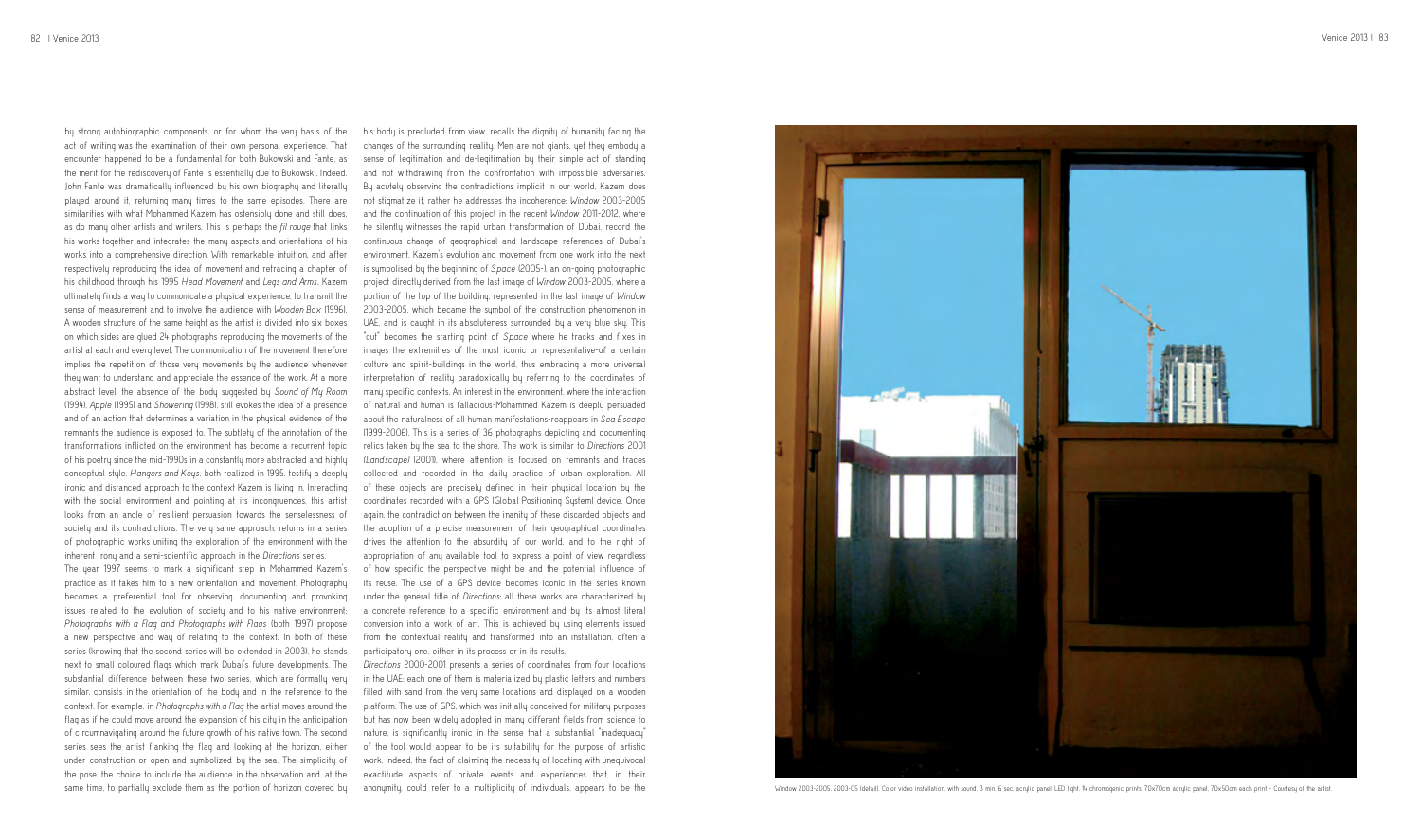by strong autobiographic components, or for whom the very basis of the act of writing was the examination of their own personal experience. That encounter happened to be a fundamental for both Bukowski and Fante, as the merit for the rediscovery of Fante is essentially due to Bukowski. Indeed, John Fante was dramatically influenced by his own biography and literally played around it, returning many times to the same episodes. There are similarities with what Mohammed Kazem has ostensibly done and still does, as do many other artists and writers. This is perhaps the *fil rouge* that links his works together and integrates the many aspects and orientations of his works into a comprehensive direction. With remarkable intuition, and after respectively reproducing the idea of movement and retracing a chapter of his childhood through his 1995 *Head Movement* and *Legs and Arms*, Kazem ultimately finds a way to communicate a physical experience, to transmit the sense of measurement and to involve the audience with *Wooden Box* (1996). A wooden structure of the same height as the artist is divided into six boxes on which sides are glued 24 photographs reproducing the movements of the artist at each and every level. The communication of the movement therefore implies the repetition of those very movements by the audience whenever they want to understand and appreciate the essence of the work. At a more abstract level, the absence of the body suggested by *Sound of My Room* (1994), *Apple* (1995) and *Showering* (1998), still evokes the idea of a presence and of an action that determines a variation in the physical evidence of the remnants the audience is exposed to. The subtlety of the annotation of the transformations inflicted on the environment has become a recurrent topic of his poetry since the mid-1990s in a constantly more abstracted and highly conceptual style. *Hangers and Keys*, both realized in 1995, testify a deeply ironic and distanced approach to the context Kazem is living in. Interacting with the social environment and pointing at its incongruences, this artist looks from an angle of resilient persuasion towards the senselessness of society and its contradictions. The very same approach, returns in a series of photographic works uniting the exploration of the environment with the inherent irony and a semi-scientific approach in the *Directions* series.

The year 1997 seems to mark a significant step in Mohammed Kazem's practice as it takes him to a new orientation and movement. Photography becomes a preferential tool for observing, documenting and provoking issues related to the evolution of society and to his native environment: *Photographs with a Flag and Photographs with Flags* (both 1997) propose a new perspective and way of relating to the context. In both of these series (knowing that the second series will be extended in 2003), he stands next to small coloured flags which mark Dubai's future developments. The substantial difference between these two series, which are formally very similar, consists in the orientation of the body and in the reference to the context. For example, in *Photographs with a Flag* the artist moves around the flag as if he could move around the expansion of his city in the anticipation of circumnavigating around the future growth of his native town. The second series sees the artist flanking the flag and looking at the horizon, either under construction or open and symbolized by the sea. The simplicity of the pose, the choice to include the audience in the observation and, at the same time, to partially exclude them as the portion of horizon covered by his body is precluded from view, recalls the dignity of humanity facing the changes of the surrounding reality. Men are not giants, yet they embody a sense of legitimation and de-legitimation by their simple act of standing and not withdrawing from the confrontation with impossible adversaries. By acutely observing the contradictions implicit in our world, Kazem does not stigmatize it, rather he addresses the incoherence: *Window* 2003-2005 and the continuation of this project in the recent *Window* 2011-2012, where he silently witnesses the rapid urban transformation of Dubai, record the continuous change of geographical and landscape references of Dubai's environment. Kazem's evolution and movement from one work into the next is symbolised by the beginning of *Space* (2005-), an on-going photographic project directly derived from the last image of *Window* 2003-2005, where a portion of the top of the building, represented in the last image of *Window* 2003-2005, which became the symbol of the construction phenomenon in UAE, and is caught in its absoluteness surrounded by a very blue sky. This "cut" becomes the starting point of *Space* where he tracks and fixes in images the extremities of the most iconic or representative-of a certain culture and spirit-buildings in the world, thus embracing a more universal interpretation of reality paradoxically by referring to the coordinates of many specific contexts. An interest in the environment, where the interaction of natural and human is fallacious-Mohammed Kazem is deeply persuaded about the naturalness of all human manifestations-reappears in *Sea Escape* (1999-2006). This is a series of 36 photographs depicting and documenting relics taken by the sea to the shore. The work is similar to *Directions* 2001 *(Landscape)* (2001), where attention is focused on remnants and traces collected and recorded in the daily practice of urban exploration. All of these objects are precisely defined in their physical location by the coordinates recorded with a GPS (Global Positioning System) device. Once again, the contradiction between the inanity of these discarded objects and the adoption of a precise measurement of their geographical coordinates drives the attention to the absurdity of our world, and to the right of appropriation of any available tool to express a point of view regardless of how specific the perspective might be and the potential influence of its reuse. The use of a GPS device becomes iconic in the series known under the general title of *Directions*: all these works are characterized by a concrete reference to a specific environment and by its almost literal conversion into a work of art. This is achieved by using elements issued from the contextual reality and transformed into an installation, often a participatory one, either in its process or in its results.

*Directions* 2000-2001 presents a series of coordinates from four locations in the UAE: each one of them is materialized by plastic letters and numbers filled with sand from the very same locations and displayed on a wooden platform. The use of GPS, which was initially conceived for military purposes but has now been widely adopted in many different fields from science to nature, is significantly ironic in the sense that a substantial "inadequacy" of the tool would appear to be its suitability for the purpose of artistic work. Indeed, the fact of claiming the necessity of locating with unequivocal exactitude aspects of private events and experiences that, in their anonymity, could refer to a multiplicity of individuals, appears to be the

Window 2003-2005, 2003-05 (detail). Color video installation, with sound, 3 min. 6 sec. acrylic panel, LED light, 14 chromogenic prints: 70x70cm acrylic panel; 70x50cm each print - Courtesy of the artist.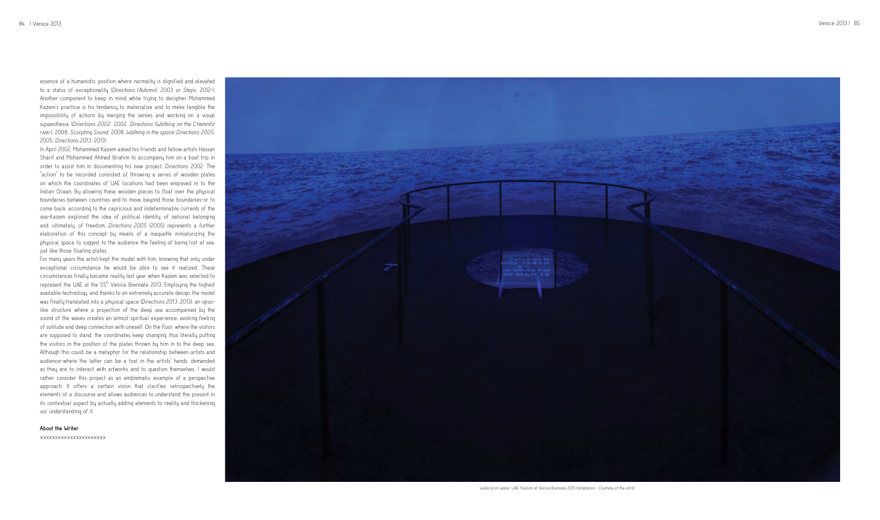essence of a humanistic position where normality is dignified and elevated to a status of exceptionality (*Directions (Autumn)*, 2003 or *Steps*, 2012-). Another component to keep in mind while trying to decipher Mohammed Kazem's practice is his tendency to materialize and to make tangible the impossibility of actions by merging the senses and working on a visual synaesthesia (*Directions 2002*, 2002, *Directions (Walking on the Chemnitz river)*, 2008, *Sculpting Sound*, 2008, *Walking in the space*, *Directions 2005*, 2005, *Directions 2013*, 2013).

In April 2002, Mohammed Kazem asked his friends and fellow artists Hassan Sharif and Mohammed Ahmed Ibrahim to accompany him on a boat trip in order to assist him in documenting his new project, *Directions 2002*. The "action" to be recorded consisted of throwing a series of wooden plates on which the coordinates of UAE locations had been engraved in to the Indian Ocean. By allowing these wooden pieces to float over the physical boundaries between countries and to move beyond those boundaries-or to come back, according to the capricious and indeterminable currents of the sea-Kazem explored the idea of political identity, of national belonging and, ultimately, of freedom. *Directions 2005* (2005) represents a further elaboration of this concept by means of a maquette miniaturizing the physical space to suggest to the audience the feeling of being lost at sea, just like those floating plates.

For many years the artist kept the model with him, knowing that only under exceptional circumstance he would be able to see it realized. These circumstances finally became reality last year when Kazem was selected to represent the UAE at the 55th Venice Biennale 2013. Employing the highest available technology, and thanks to an extremely accurate design, the model was finally translated into a physical space (*Directions 2013*, 2013), an igloo-like structure where a projection of the deep sea accompanied by the sound of the waves creates an almost spiritual experience, evoking feeling of solitude and deep connection with oneself. On the floor, where the visitors are supposed to stand, the coordinates keep changing, thus literally putting the visitors in the position of the plates thrown by him in to the deep sea. Although this could be a metaphor for the relationship between artists and audience-where the latter can be a tool in the artists' hands, demanded as they are to interact with artworks and to question themselves, I would rather consider this project as an emblematic example of a perspective approach. It offers a certain vision that clarifies retrospectively the elements of a discourse and allows audiences to understand the present in its contextual aspect by actually adding elements to reality and thickening our understanding of it.

**About the Writer**

xxxxxxxxxxxxxxxxxxxxxx

Walking on Water, UAE Pavilion at Venice Biennale 2013 Installation - Courtesy of the artist.